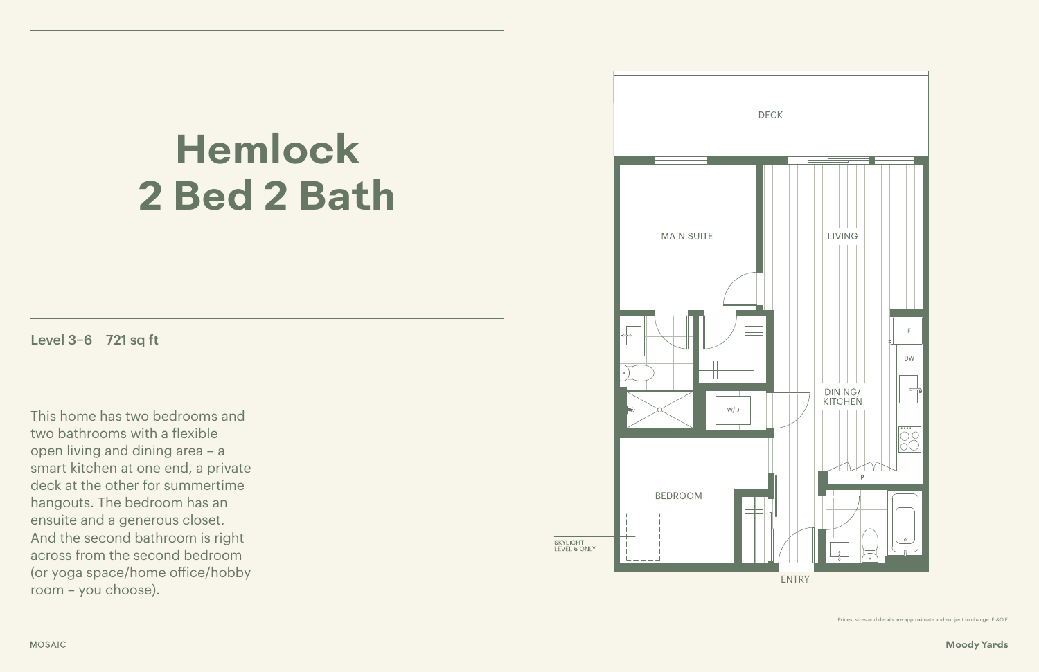# Hemlock
# 2 Bed 2 Bath

Level 3–6    721 sq ft

This home has two bedrooms and two bathrooms with a flexible open living and dining area – a smart kitchen at one end, a private deck at the other for summertime hangouts. The bedroom has an ensuite and a generous closet. And the second bathroom is right across from the second bedroom (or yoga space/home office/hobby room – you choose).

DECK

MAIN SUITE

LIVING

DINING/
KITCHEN

F

DW

W/D

P

BEDROOM

SKYLIGHT
LEVEL 6 ONLY

ENTRY

Prices, sizes and details are approximate and subject to change. E.&O.E.

MOSAIC

Moody Yards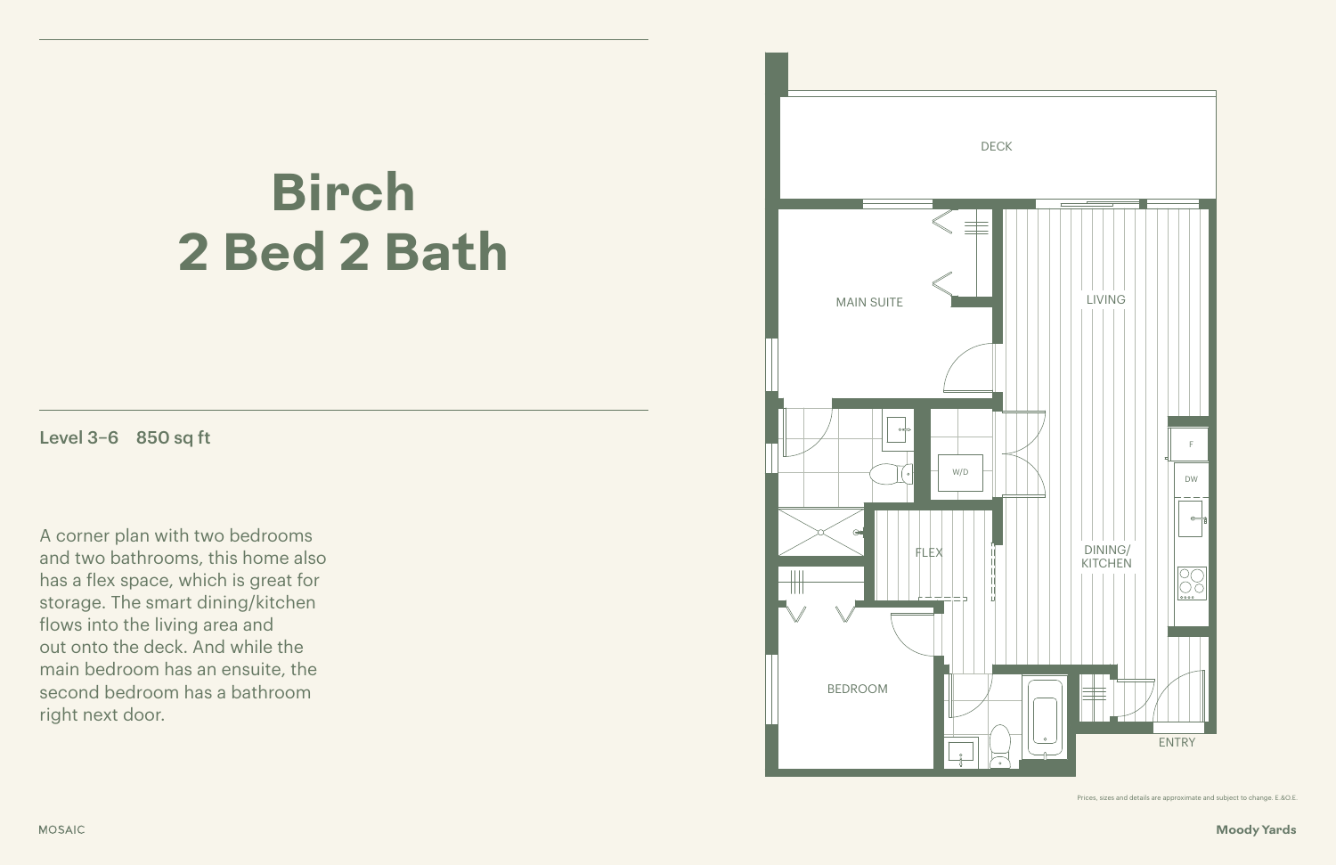# Birch
# 2 Bed 2 Bath

Level 3–6 850 sq ft

A corner plan with two bedrooms and two bathrooms, this home also has a flex space, which is great for storage. The smart dining/kitchen flows into the living area and out onto the deck. And while the main bedroom has an ensuite, the second bedroom has a bathroom right next door.

DECK

MAIN SUITE

LIVING

W/D

FLEX

DINING/
KITCHEN

F

DW

BEDROOM

ENTRY

Prices, sizes and details are approximate and subject to change. E.&O.E.

MOSAIC

Moody Yards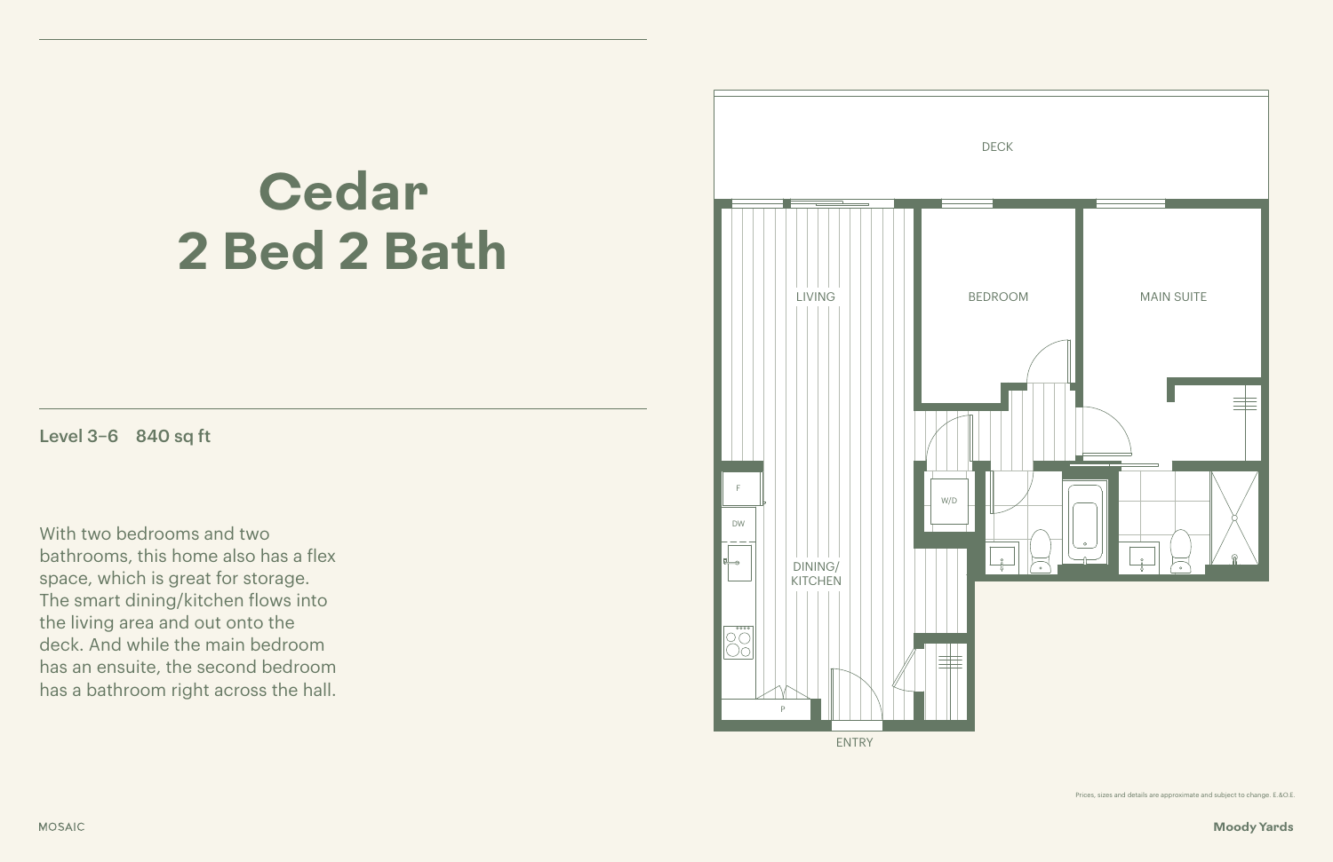# Cedar
# 2 Bed 2 Bath

Level 3–6    840 sq ft

With two bedrooms and two bathrooms, this home also has a flex space, which is great for storage. The smart dining/kitchen flows into the living area and out onto the deck. And while the main bedroom has an ensuite, the second bedroom has a bathroom right across the hall.

DECK

LIVING

BEDROOM

MAIN SUITE

W/D

F

DW

DINING/
KITCHEN

P

ENTRY

Prices, sizes and details are approximate and subject to change. E.&O.E.

MOSAIC

Moody Yards